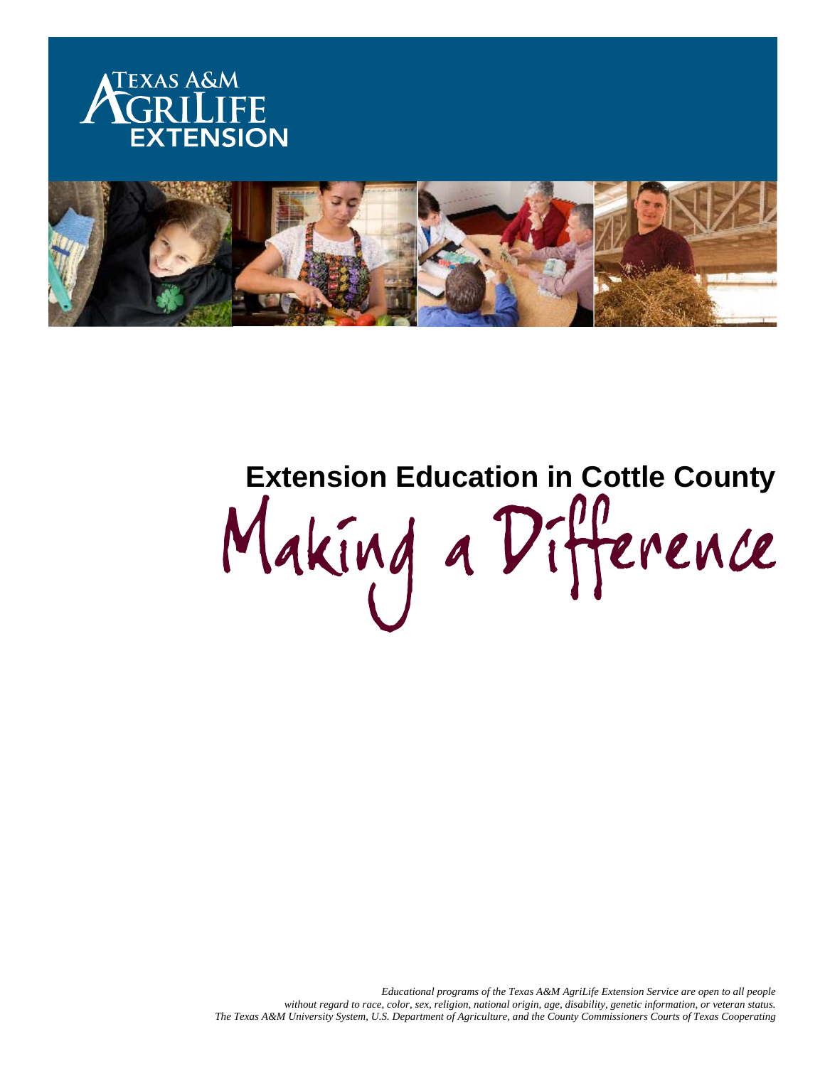TEXAS A&M AGRILIFE EXTENSION

# Extension Education in Cottle County

# Making a Difference

*Educational programs of the Texas A&M AgriLife Extension Service are open to all people without regard to race, color, sex, religion, national origin, age, disability, genetic information, or veteran status. The Texas A&M University System, U.S. Department of Agriculture, and the County Commissioners Courts of Texas Cooperating*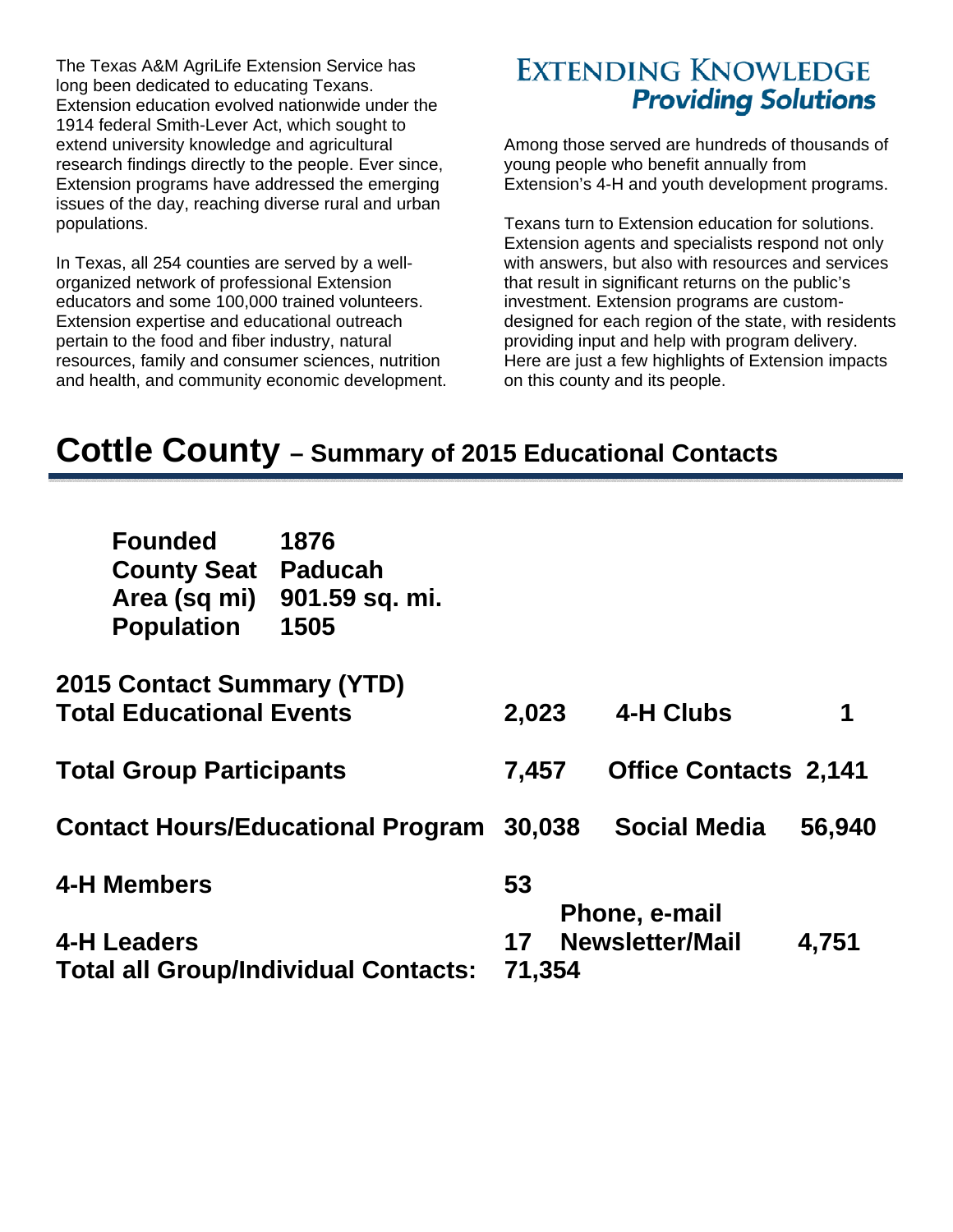The Texas A&M AgriLife Extension Service has long been dedicated to educating Texans. Extension education evolved nationwide under the 1914 federal Smith-Lever Act, which sought to extend university knowledge and agricultural research findings directly to the people. Ever since, Extension programs have addressed the emerging issues of the day, reaching diverse rural and urban populations.

In Texas, all 254 counties are served by a well-organized network of professional Extension educators and some 100,000 trained volunteers. Extension expertise and educational outreach pertain to the food and fiber industry, natural resources, family and consumer sciences, nutrition and health, and community economic development.

## EXTENDING KNOWLEDGE *Providing Solutions*

Among those served are hundreds of thousands of young people who benefit annually from Extension's 4-H and youth development programs.

Texans turn to Extension education for solutions. Extension agents and specialists respond not only with answers, but also with resources and services that result in significant returns on the public's investment. Extension programs are custom-designed for each region of the state, with residents providing input and help with program delivery. Here are just a few highlights of Extension impacts on this county and its people.

# Cottle County – Summary of 2015 Educational Contacts

| | |
|---|---|
| **Founded** | **1876** |
| **County Seat** | **Paducah** |
| **Area (sq mi)** | **901.59 sq. mi.** |
| **Population** | **1505** |

**2015 Contact Summary (YTD)**

| | | | |
|---|---|---|---|
| **Total Educational Events** | **2,023** | **4-H Clubs** | **1** |
| **Total Group Participants** | **7,457** | **Office Contacts** | **2,141** |
| **Contact Hours/Educational Program** | **30,038** | **Social Media** | **56,940** |
| **4-H Members** | **53** | | |
| **4-H Leaders** | **17** | **Phone, e-mail Newsletter/Mail** | **4,751** |
| **Total all Group/Individual Contacts:** | **71,354** | | |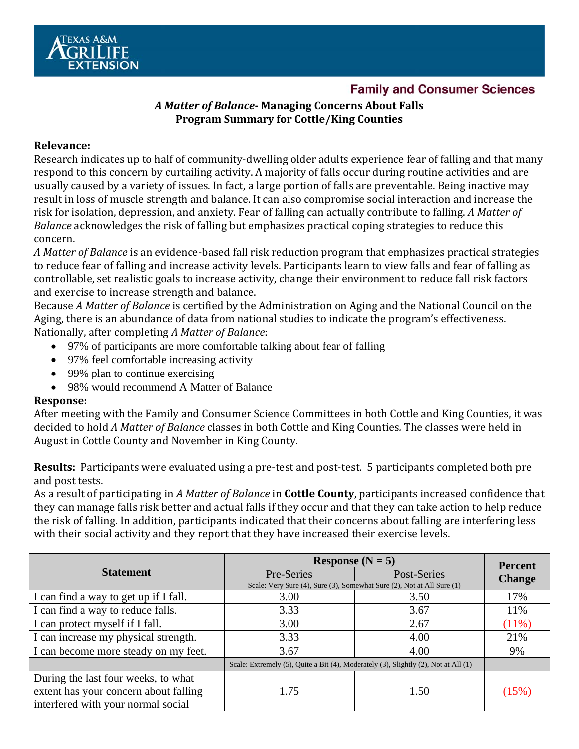Family and Consumer Sciences

## *A Matter of Balance*- Managing Concerns About Falls
## Program Summary for Cottle/King Counties

**Relevance:**

Research indicates up to half of community-dwelling older adults experience fear of falling and that many respond to this concern by curtailing activity. A majority of falls occur during routine activities and are usually caused by a variety of issues. In fact, a large portion of falls are preventable. Being inactive may result in loss of muscle strength and balance. It can also compromise social interaction and increase the risk for isolation, depression, and anxiety. Fear of falling can actually contribute to falling. *A Matter of Balance* acknowledges the risk of falling but emphasizes practical coping strategies to reduce this concern.

*A Matter of Balance* is an evidence-based fall risk reduction program that emphasizes practical strategies to reduce fear of falling and increase activity levels. Participants learn to view falls and fear of falling as controllable, set realistic goals to increase activity, change their environment to reduce fall risk factors and exercise to increase strength and balance.

Because *A Matter of Balance* is certified by the Administration on Aging and the National Council on the Aging, there is an abundance of data from national studies to indicate the program's effectiveness. Nationally, after completing *A Matter of Balance*:

- 97% of participants are more comfortable talking about fear of falling
- 97% feel comfortable increasing activity
- 99% plan to continue exercising
- 98% would recommend A Matter of Balance

**Response:**

After meeting with the Family and Consumer Science Committees in both Cottle and King Counties, it was decided to hold *A Matter of Balance* classes in both Cottle and King Counties. The classes were held in August in Cottle County and November in King County.

**Results:** Participants were evaluated using a pre-test and post-test. 5 participants completed both pre and post tests.

As a result of participating in *A Matter of Balance* in **Cottle County**, participants increased confidence that they can manage falls risk better and actual falls if they occur and that they can take action to help reduce the risk of falling. In addition, participants indicated that their concerns about falling are interfering less with their social activity and they report that they have increased their exercise levels.

| Statement | Response (N = 5) | | Percent Change |
|---|---|---|---|
| | Pre-Series | Post-Series | |
| | Scale: Very Sure (4), Sure (3), Somewhat Sure (2), Not at All Sure (1) | | |
| I can find a way to get up if I fall. | 3.00 | 3.50 | 17% |
| I can find a way to reduce falls. | 3.33 | 3.67 | 11% |
| I can protect myself if I fall. | 3.00 | 2.67 | (11%) |
| I can increase my physical strength. | 3.33 | 4.00 | 21% |
| I can become more steady on my feet. | 3.67 | 4.00 | 9% |
| | Scale: Extremely (5), Quite a Bit (4), Moderately (3), Slightly (2), Not at All (1) | | |
| During the last four weeks, to what extent has your concern about falling interfered with your normal social | 1.75 | 1.50 | (15%) |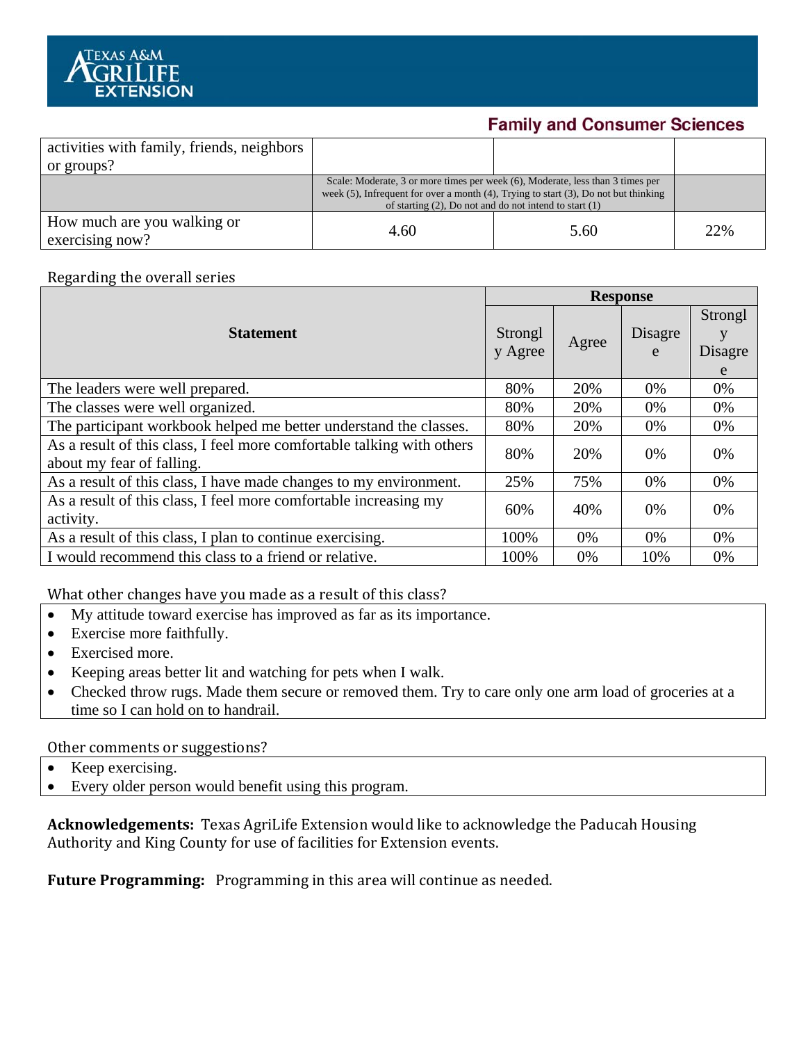| activities with family, friends, neighbors or groups? | | | |
|---|---|---|---|
| | Scale: Moderate, 3 or more times per week (6), Moderate, less than 3 times per week (5), Infrequent for over a month (4), Trying to start (3), Do not but thinking of starting (2), Do not and do not intend to start (1) | | |
| How much are you walking or exercising now? | 4.60 | 5.60 | 22% |

Regarding the overall series

| Statement | Response | | | |
|---|---|---|---|---|
| | Strongly Agree | Agree | Disagree | Strongly Disagree |
| The leaders were well prepared. | 80% | 20% | 0% | 0% |
| The classes were well organized. | 80% | 20% | 0% | 0% |
| The participant workbook helped me better understand the classes. | 80% | 20% | 0% | 0% |
| As a result of this class, I feel more comfortable talking with others about my fear of falling. | 80% | 20% | 0% | 0% |
| As a result of this class, I have made changes to my environment. | 25% | 75% | 0% | 0% |
| As a result of this class, I feel more comfortable increasing my activity. | 60% | 40% | 0% | 0% |
| As a result of this class, I plan to continue exercising. | 100% | 0% | 0% | 0% |
| I would recommend this class to a friend or relative. | 100% | 0% | 10% | 0% |

What other changes have you made as a result of this class?

- My attitude toward exercise has improved as far as its importance.
- Exercise more faithfully.
- Exercised more.
- Keeping areas better lit and watching for pets when I walk.
- Checked throw rugs. Made them secure or removed them. Try to care only one arm load of groceries at a time so I can hold on to handrail.

Other comments or suggestions?

- Keep exercising.
- Every older person would benefit using this program.

**Acknowledgements:** Texas AgriLife Extension would like to acknowledge the Paducah Housing Authority and King County for use of facilities for Extension events.

**Future Programming:** Programming in this area will continue as needed.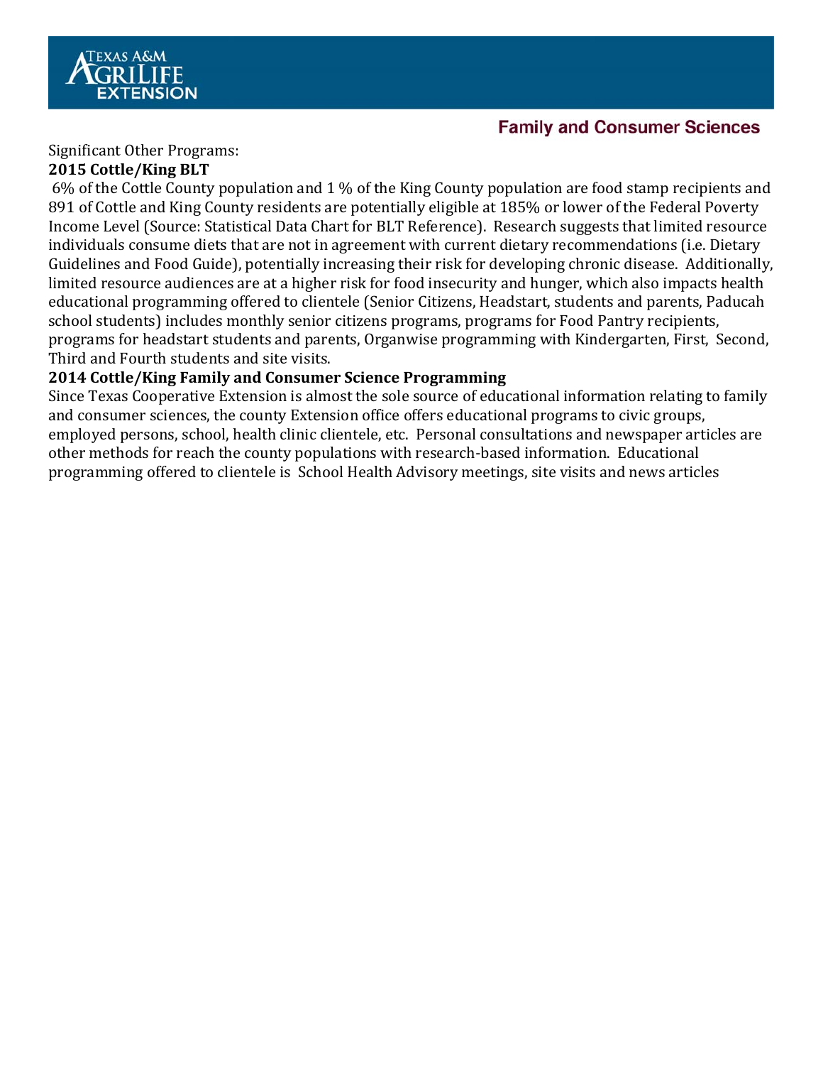Family and Consumer Sciences

Significant Other Programs:

**2015 Cottle/King BLT**

6% of the Cottle County population and 1 % of the King County population are food stamp recipients and 891 of Cottle and King County residents are potentially eligible at 185% or lower of the Federal Poverty Income Level (Source: Statistical Data Chart for BLT Reference). Research suggests that limited resource individuals consume diets that are not in agreement with current dietary recommendations (i.e. Dietary Guidelines and Food Guide), potentially increasing their risk for developing chronic disease. Additionally, limited resource audiences are at a higher risk for food insecurity and hunger, which also impacts health educational programming offered to clientele (Senior Citizens, Headstart, students and parents, Paducah school students) includes monthly senior citizens programs, programs for Food Pantry recipients, programs for headstart students and parents, Organwise programming with Kindergarten, First, Second, Third and Fourth students and site visits.

**2014 Cottle/King Family and Consumer Science Programming**

Since Texas Cooperative Extension is almost the sole source of educational information relating to family and consumer sciences, the county Extension office offers educational programs to civic groups, employed persons, school, health clinic clientele, etc. Personal consultations and newspaper articles are other methods for reach the county populations with research-based information. Educational programming offered to clientele is School Health Advisory meetings, site visits and news articles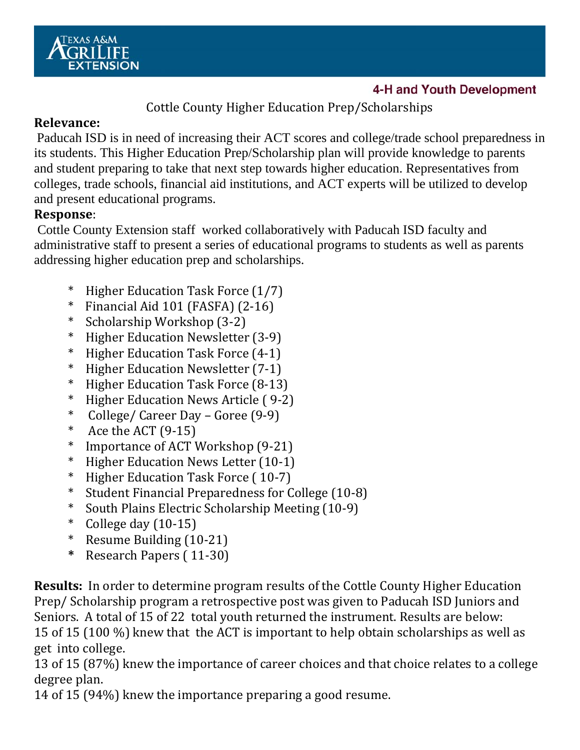TEXAS A&M AGRILIFE EXTENSION

4-H and Youth Development

Cottle County Higher Education Prep/Scholarships

**Relevance:**

Paducah ISD is in need of increasing their ACT scores and college/trade school preparedness in its students. This Higher Education Prep/Scholarship plan will provide knowledge to parents and student preparing to take that next step towards higher education. Representatives from colleges, trade schools, financial aid institutions, and ACT experts will be utilized to develop and present educational programs.

**Response**:

Cottle County Extension staff worked collaboratively with Paducah ISD faculty and administrative staff to present a series of educational programs to students as well as parents addressing higher education prep and scholarships.

- Higher Education Task Force (1/7)
- Financial Aid 101 (FASFA) (2-16)
- Scholarship Workshop (3-2)
- Higher Education Newsletter (3-9)
- Higher Education Task Force (4-1)
- Higher Education Newsletter (7-1)
- Higher Education Task Force (8-13)
- Higher Education News Article ( 9-2)
- College/ Career Day – Goree (9-9)
- Ace the ACT (9-15)
- Importance of ACT Workshop (9-21)
- Higher Education News Letter (10-1)
- Higher Education Task Force ( 10-7)
- Student Financial Preparedness for College (10-8)
- South Plains Electric Scholarship Meeting (10-9)
- College day (10-15)
- Resume Building (10-21)
- Research Papers ( 11-30)

**Results:** In order to determine program results of the Cottle County Higher Education Prep/ Scholarship program a retrospective post was given to Paducah ISD Juniors and Seniors. A total of 15 of 22 total youth returned the instrument. Results are below:
15 of 15 (100 %) knew that the ACT is important to help obtain scholarships as well as get into college.
13 of 15 (87%) knew the importance of career choices and that choice relates to a college degree plan.
14 of 15 (94%) knew the importance preparing a good resume.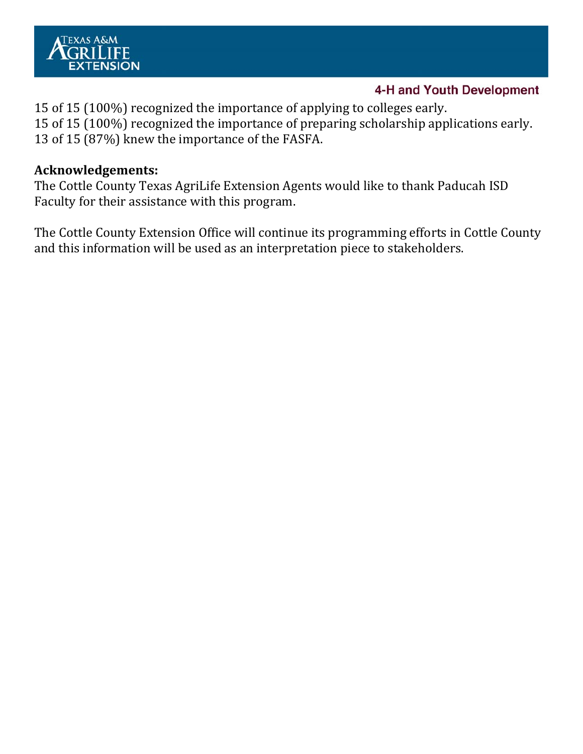15 of 15 (100%) recognized the importance of applying to colleges early.
15 of 15 (100%) recognized the importance of preparing scholarship applications early.
13 of 15 (87%) knew the importance of the FASFA.

**Acknowledgements:**
The Cottle County Texas AgriLife Extension Agents would like to thank Paducah ISD Faculty for their assistance with this program.

The Cottle County Extension Office will continue its programming efforts in Cottle County and this information will be used as an interpretation piece to stakeholders.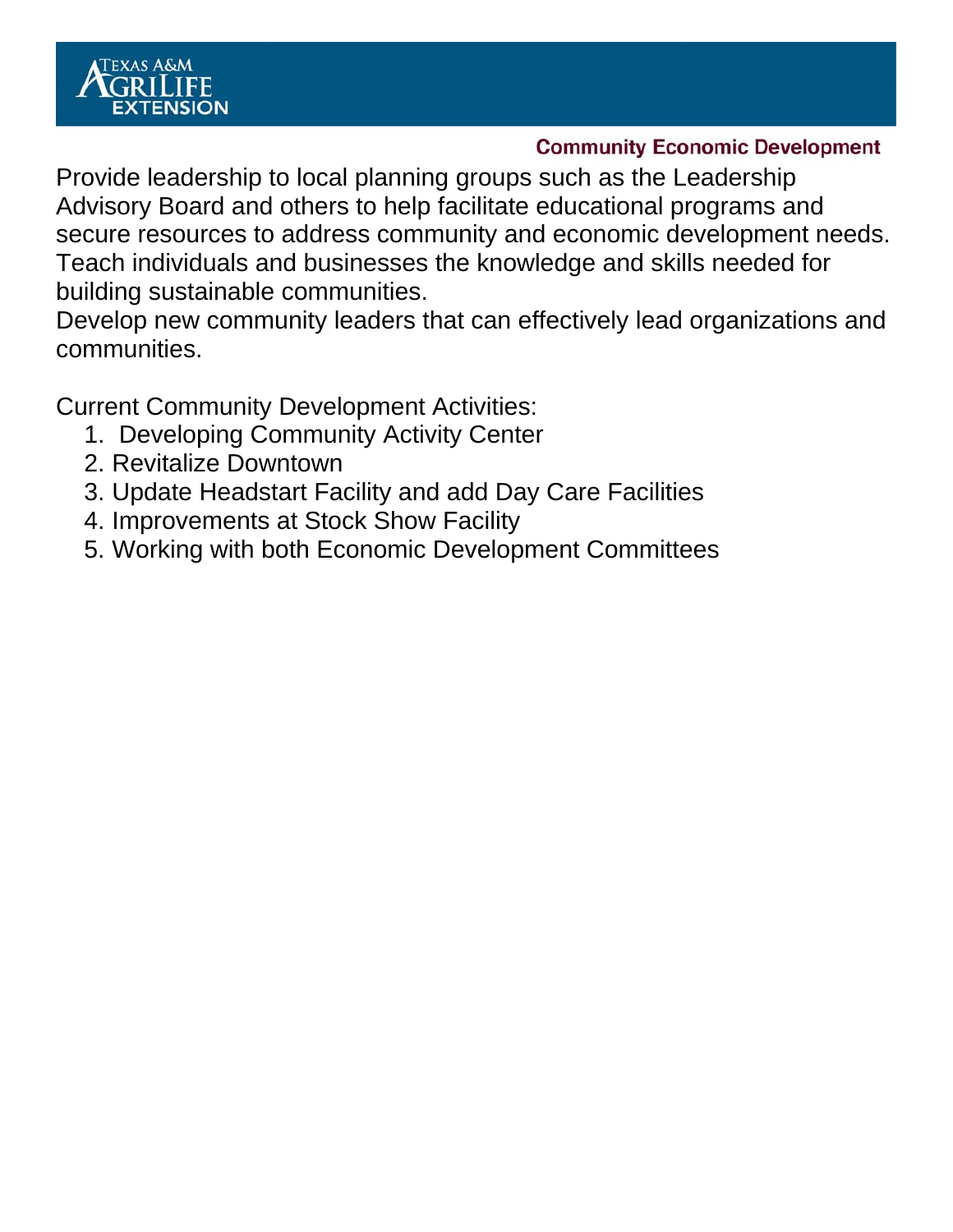## Community Economic Development

Provide leadership to local planning groups such as the Leadership Advisory Board and others to help facilitate educational programs and secure resources to address community and economic development needs. Teach individuals and businesses the knowledge and skills needed for building sustainable communities.
Develop new community leaders that can effectively lead organizations and communities.

Current Community Development Activities:

1. Developing Community Activity Center
2. Revitalize Downtown
3. Update Headstart Facility and add Day Care Facilities
4. Improvements at Stock Show Facility
5. Working with both Economic Development Committees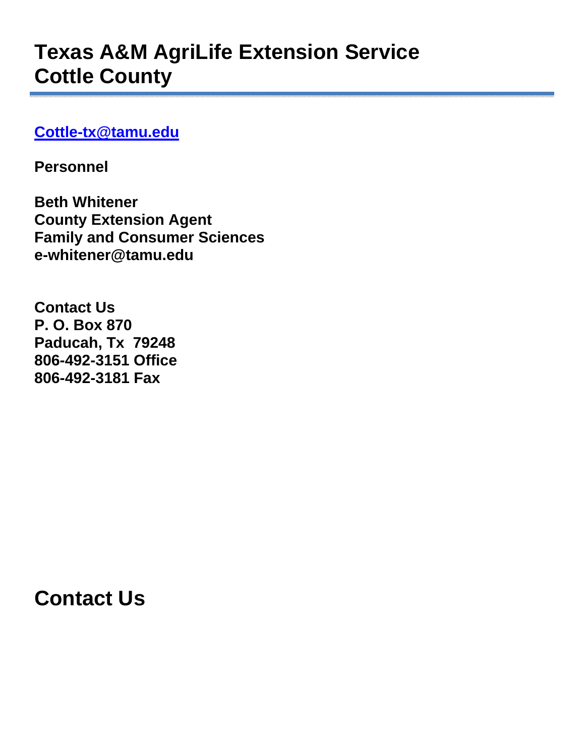# Texas A&M AgriLife Extension Service
# Cottle County

[Cottle-tx@tamu.edu](mailto:Cottle-tx@tamu.edu)

**Personnel**

**Beth Whitener**
**County Extension Agent**
**Family and Consumer Sciences**
**e-whitener@tamu.edu**

**Contact Us**
**P. O. Box 870**
**Paducah, Tx  79248**
**806-492-3151 Office**
**806-492-3181 Fax**

## Contact Us